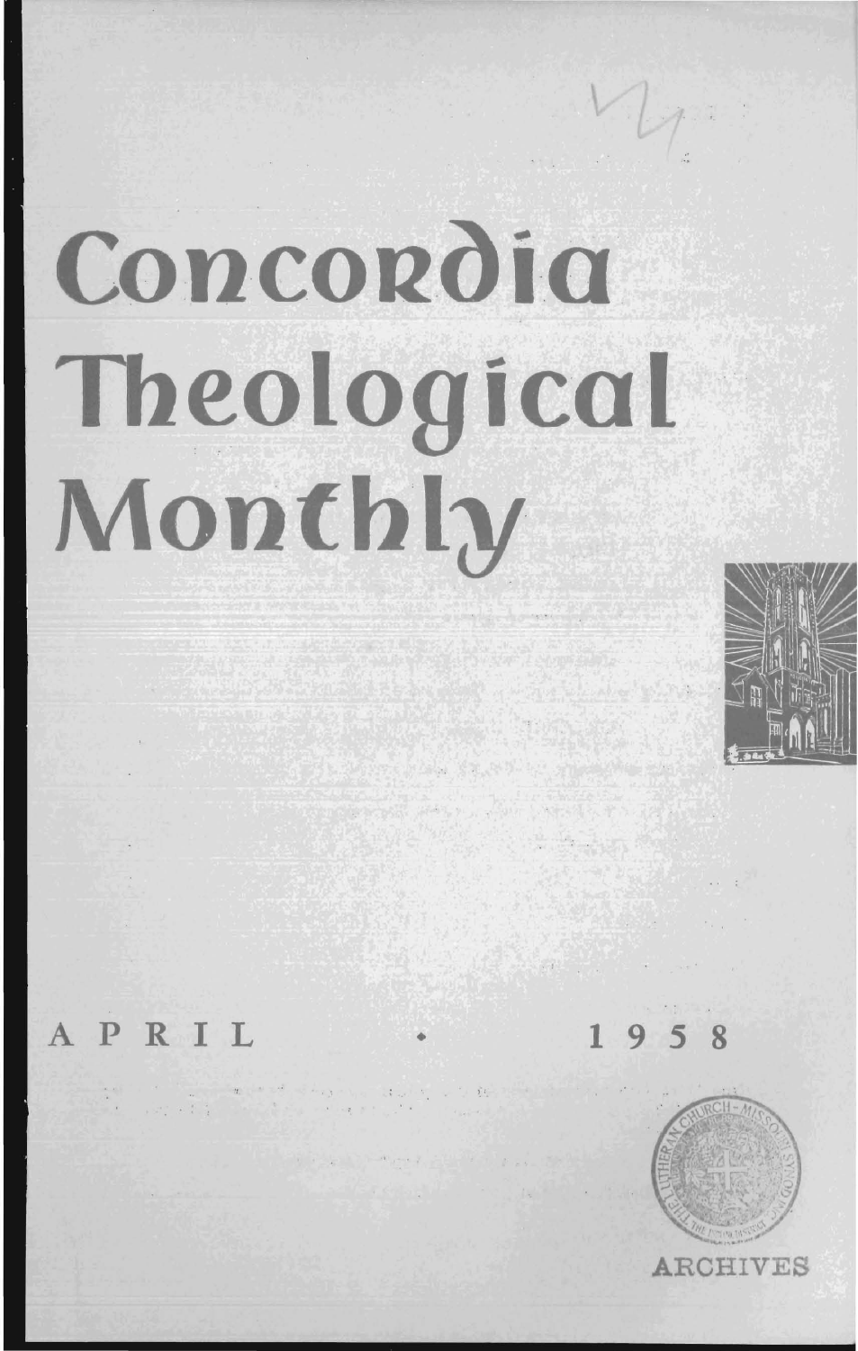# Concordia Theological Monthly

APRIL • 1958

ARCHIVES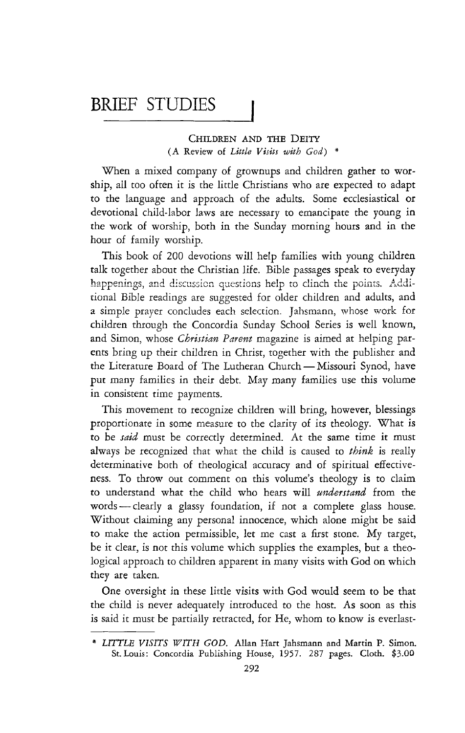# BRIEF STUDIES

CHILDREN AND THE DEITY

(A Review of *Little Visits with God*) *

When a mixed company of grownups and children gather to worship, all too often it is the little Christians who are expected to adapt to the language and approach of the adults. Some ecclesiastical or devotional child-labor laws are necessary to emancipate the young in the work of worship, both in the Sunday morning hours and in the hour of family worship.

This book of 200 devotions will help families with young children talk together about the Christian life. Bible passages speak to everyday happenings, and discussion questions help to clinch the points. Additional Bible readings are suggested for older children and adults, and a simple prayer concludes each selection. Jahsmann, whose work for children through the Concordia Sunday School Series is well known, and Simon, whose *Christian Parent* magazine is aimed at helping parents bring up their children in Christ, together with the publisher and the Literature Board of The Lutheran Church — Missouri Synod, have put many families in their debt. May many families use this volume in consistent time payments.

This movement to recognize children will bring, however, blessings proportionate in some measure to the clarity of its theology. What is to be *said* must be correctly determined. At the same time it must always be recognized that what the child is caused to *think* is really determinative both of theological accuracy and of spiritual effectiveness. To throw out comment on this volume's theology is to claim to understand what the child who hears will *understand* from the words — clearly a glassy foundation, if not a complete glass house. Without claiming any personal innocence, which alone might be said to make the action permissible, let me cast a first stone. My target, be it clear, is not this volume which supplies the examples, but a theological approach to children apparent in many visits with God on which they are taken.

One oversight in these little visits with God would seem to be that the child is never adequately introduced to the host. As soon as this is said it must be partially retracted, for He, whom to know is everlast-

---

* *LITTLE VISITS WITH GOD*. Allan Hart Jahsmann and Martin P. Simon. St. Louis: Concordia Publishing House, 1957. 287 pages. Cloth. $3.00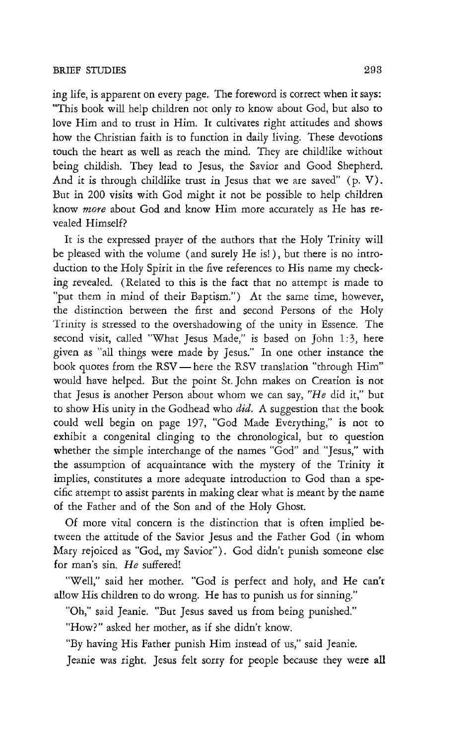ing life, is apparent on every page. The foreword is correct when it says: "This book will help children not only to know about God, but also to love Him and to trust in Him. It cultivates right attitudes and shows how the Christian faith is to function in daily living. These devotions touch the heart as well as reach the mind. They are childlike without being childish. They lead to Jesus, the Savior and Good Shepherd. And it is through childlike trust in Jesus that we are saved" (p. V). But in 200 visits with God might it not be possible to help children know *more* about God and know Him more accurately as He has revealed Himself?

It is the expressed prayer of the authors that the Holy Trinity will be pleased with the volume (and surely He is!), but there is no introduction to the Holy Spirit in the five references to His name my checking revealed. (Related to this is the fact that no attempt is made to "put them in mind of their Baptism.") At the same time, however, the distinction between the first and second Persons of the Holy Trinity is stressed to the overshadowing of the unity in Essence. The second visit, called "What Jesus Made," is based on John 1:3, here given as "all things were made by Jesus." In one other instance the book quotes from the RSV — here the RSV translation "through Him" would have helped. But the point St. John makes on Creation is not that Jesus is another Person about whom we can say, "*He* did it," but to show His unity in the Godhead who *did*. A suggestion that the book could well begin on page 197, "God Made Everything," is not to exhibit a congenital clinging to the chronological, but to question whether the simple interchange of the names "God" and "Jesus," with the assumption of acquaintance with the mystery of the Trinity it implies, constitutes a more adequate introduction to God than a specific attempt to assist parents in making clear what is meant by the name of the Father and of the Son and of the Holy Ghost.

Of more vital concern is the distinction that is often implied between the attitude of the Savior Jesus and the Father God (in whom Mary rejoiced as "God, my Savior"). God didn't punish someone else for man's sin. *He* suffered!

"Well," said her mother. "God is perfect and holy, and He can't allow His children to do wrong. He has to punish us for sinning."

"Oh," said Jeanie. "But Jesus saved us from being punished."

"How?" asked her mother, as if she didn't know.

"By having His Father punish Him instead of us," said Jeanie.

Jeanie was right. Jesus felt sorry for people because they were all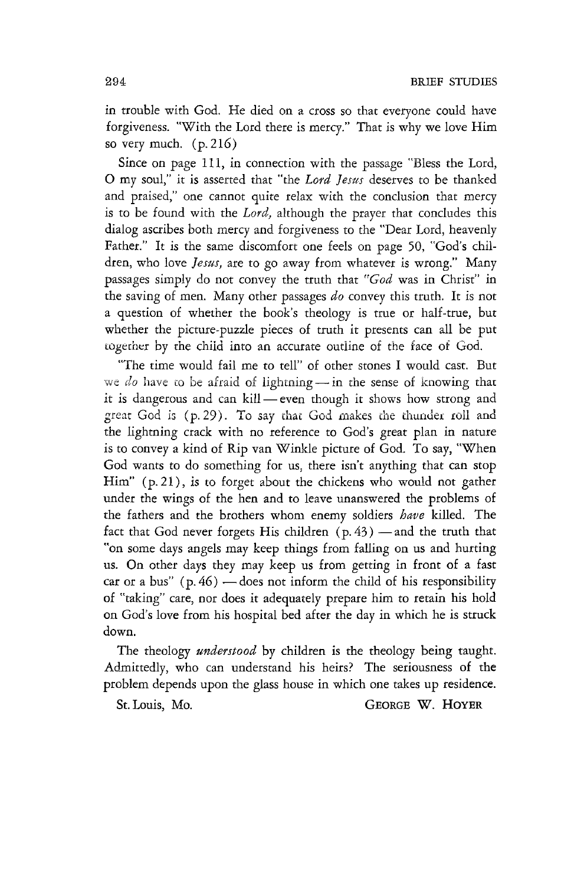in trouble with God. He died on a cross so that everyone could have forgiveness. "With the Lord there is mercy." That is why we love Him so very much. (p. 216)

Since on page 111, in connection with the passage "Bless the Lord, O my soul," it is asserted that "the *Lord Jesus* deserves to be thanked and praised," one cannot quite relax with the conclusion that mercy is to be found with the *Lord,* although the prayer that concludes this dialog ascribes both mercy and forgiveness to the "Dear Lord, heavenly Father." It is the same discomfort one feels on page 50, "God's children, who love *Jesus,* are to go away from whatever is wrong." Many passages simply do not convey the truth that *"God* was in Christ" in the saving of men. Many other passages *do* convey this truth. It is not a question of whether the book's theology is true or half-true, but whether the picture-puzzle pieces of truth it presents can all be put together by the child into an accurate outline of the face of God.

"The time would fail me to tell" of other stones I would cast. But we *do* have to be afraid of lightning — in the sense of knowing that it is dangerous and can kill — even though it shows how strong and great God is (p. 29). To say that God makes the thunder roll and the lightning crack with no reference to God's great plan in nature is to convey a kind of Rip van Winkle picture of God. To say, "When God wants to do something for us, there isn't anything that can stop Him" (p. 21), is to forget about the chickens who would not gather under the wings of the hen and to leave unanswered the problems of the fathers and the brothers whom enemy soldiers *have* killed. The fact that God never forgets His children (p. 43) — and the truth that "on some days angels may keep things from falling on us and hurting us. On other days they may keep us from getting in front of a fast car or a bus" (p. 46) — does not inform the child of his responsibility of "taking" care, nor does it adequately prepare him to retain his hold on God's love from his hospital bed after the day in which he is struck down.

The theology *understood* by children is the theology being taught. Admittedly, who can understand his heirs? The seriousness of the problem depends upon the glass house in which one takes up residence.

St. Louis, Mo. GEORGE W. HOYER